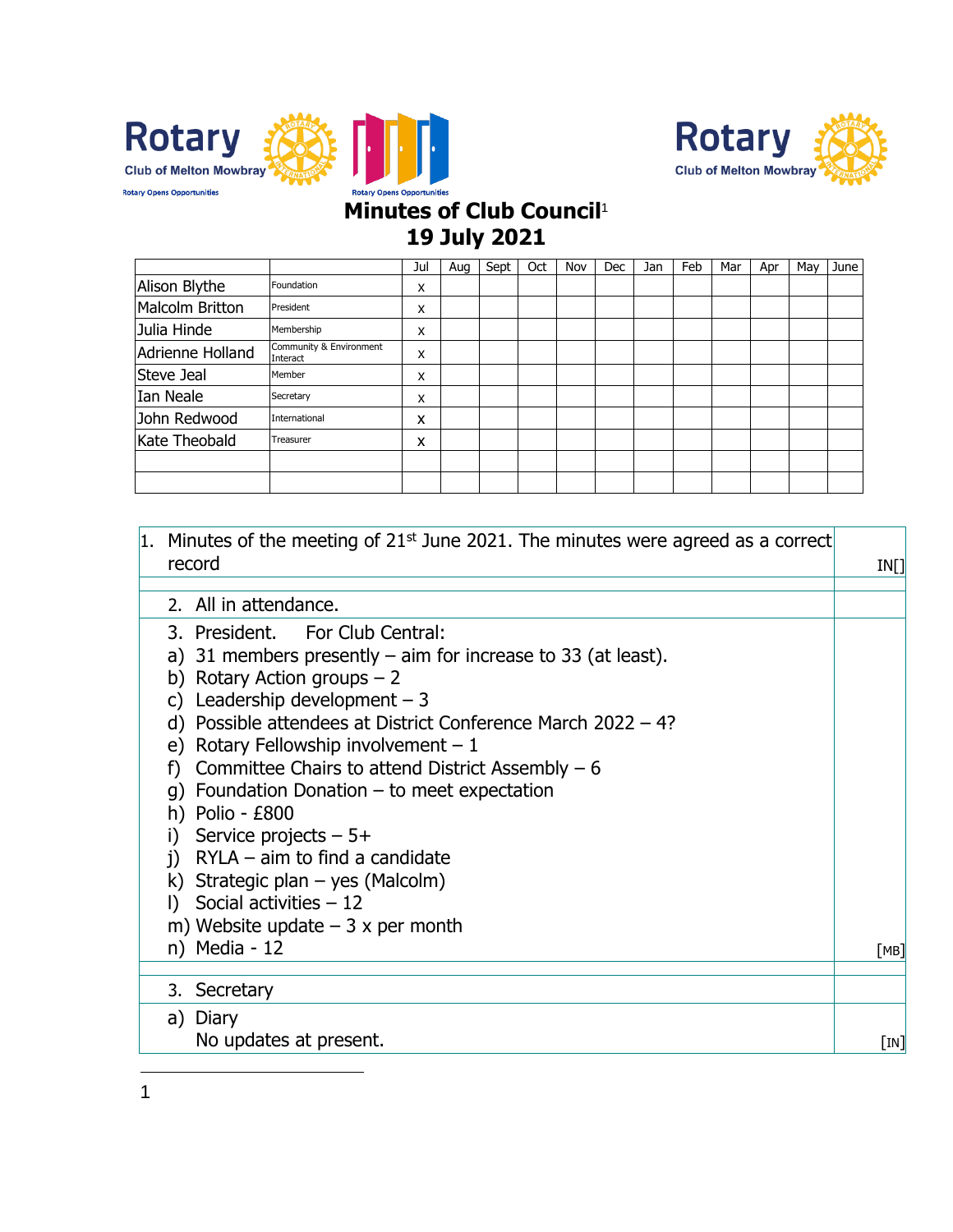Rotary Club of Melton Mowbray

Rotary Opens Opportunities

Rotary Club of Melton Mowbray

# Minutes of Club Council[1]

# 19 July 2021

| | | Jul | Aug | Sept | Oct | Nov | Dec | Jan | Feb | Mar | Apr | May | June |
|---|---|---|---|---|---|---|---|---|---|---|---|---|---|
| Alison Blythe | Foundation | x | | | | | | | | | | | |
| Malcolm Britton | President | x | | | | | | | | | | | |
| Julia Hinde | Membership | x | | | | | | | | | | | |
| Adrienne Holland | Community & Environment Interact | x | | | | | | | | | | | |
| Steve Jeal | Member | x | | | | | | | | | | | |
| Ian Neale | Secretary | x | | | | | | | | | | | |
| John Redwood | International | x | | | | | | | | | | | |
| Kate Theobald | Treasurer | x | | | | | | | | | | | |
| | | | | | | | | | | | | | |
| | | | | | | | | | | | | | |

| | |
|---|---|
| 1. Minutes of the meeting of 21st June 2021. The minutes were agreed as a correct record | IN[] |
| 2. All in attendance. | |
| 3. President. For Club Central:<br>a) 31 members presently – aim for increase to 33 (at least).<br>b) Rotary Action groups – 2<br>c) Leadership development – 3<br>d) Possible attendees at District Conference March 2022 – 4?<br>e) Rotary Fellowship involvement – 1<br>f) Committee Chairs to attend District Assembly – 6<br>g) Foundation Donation – to meet expectation<br>h) Polio - £800<br>i) Service projects – 5+<br>j) RYLA – aim to find a candidate<br>k) Strategic plan – yes (Malcolm)<br>l) Social activities – 12<br>m) Website update – 3 x per month<br>n) Media - 12 | [MB] |
| 3. Secretary | |
| a) Diary<br>No updates at present. | [IN] |

1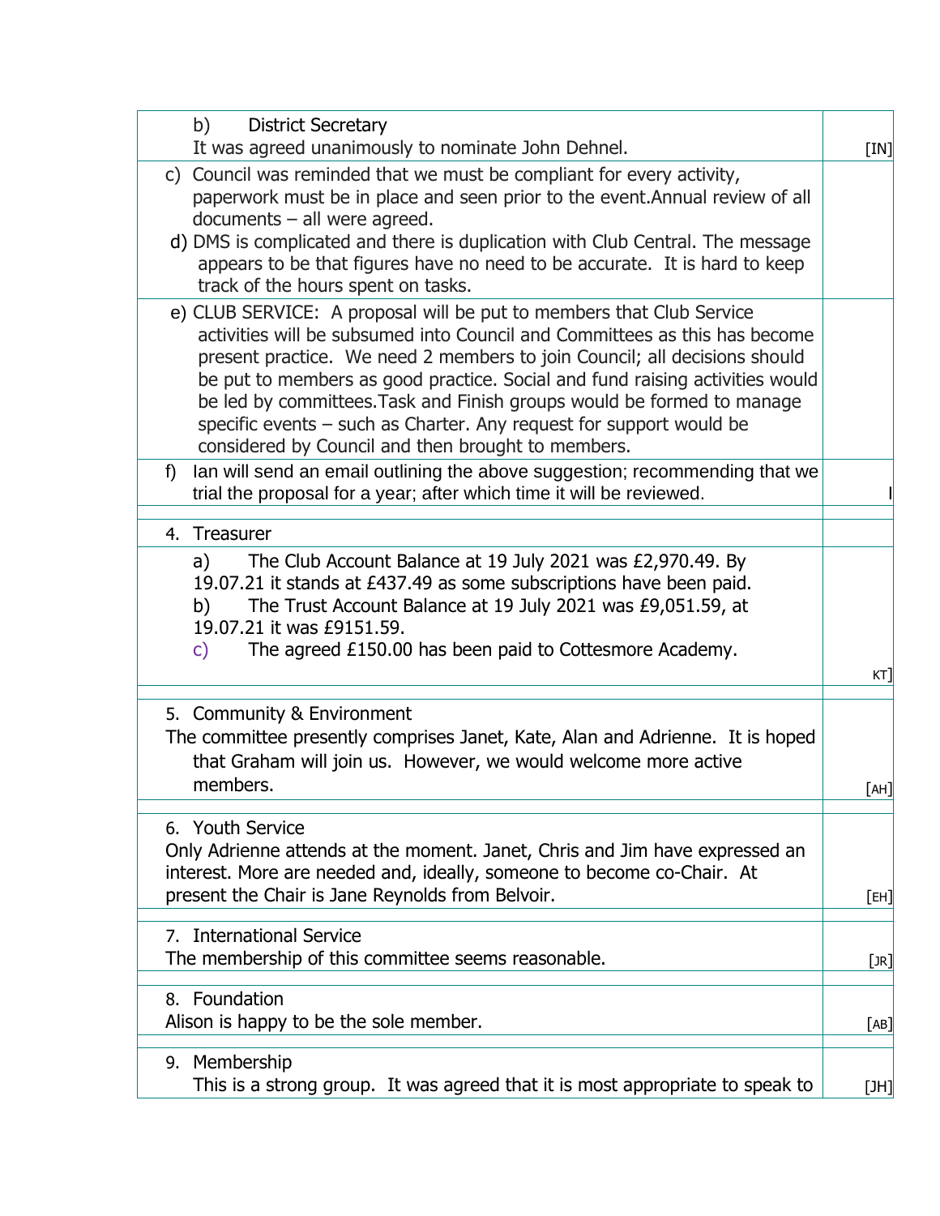| | |
|---|---|
| b) District Secretary<br>It was agreed unanimously to nominate John Dehnel. | [IN] |
| c) Council was reminded that we must be compliant for every activity, paperwork must be in place and seen prior to the event.Annual review of all documents – all were agreed.<br>d) DMS is complicated and there is duplication with Club Central. The message appears to be that figures have no need to be accurate. It is hard to keep track of the hours spent on tasks. | |
| e) CLUB SERVICE: A proposal will be put to members that Club Service activities will be subsumed into Council and Committees as this has become present practice. We need 2 members to join Council; all decisions should be put to members as good practice. Social and fund raising activities would be led by committees.Task and Finish groups would be formed to manage specific events – such as Charter. Any request for support would be considered by Council and then brought to members. | |
| f) Ian will send an email outlining the above suggestion; recommending that we trial the proposal for a year; after which time it will be reviewed. | I |
| | |
| 4. Treasurer | |
| a) The Club Account Balance at 19 July 2021 was £2,970.49. By 19.07.21 it stands at £437.49 as some subscriptions have been paid.<br>b) The Trust Account Balance at 19 July 2021 was £9,051.59, at 19.07.21 it was £9151.59.<br>c) The agreed £150.00 has been paid to Cottesmore Academy. | KT] |
| | |
| 5. Community & Environment<br>The committee presently comprises Janet, Kate, Alan and Adrienne. It is hoped that Graham will join us. However, we would welcome more active members. | [AH] |
| | |
| 6. Youth Service<br>Only Adrienne attends at the moment. Janet, Chris and Jim have expressed an interest. More are needed and, ideally, someone to become co-Chair. At present the Chair is Jane Reynolds from Belvoir. | [EH] |
| | |
| 7. International Service<br>The membership of this committee seems reasonable. | [JR] |
| | |
| 8. Foundation<br>Alison is happy to be the sole member. | [AB] |
| | |
| 9. Membership<br>This is a strong group. It was agreed that it is most appropriate to speak to | [JH] |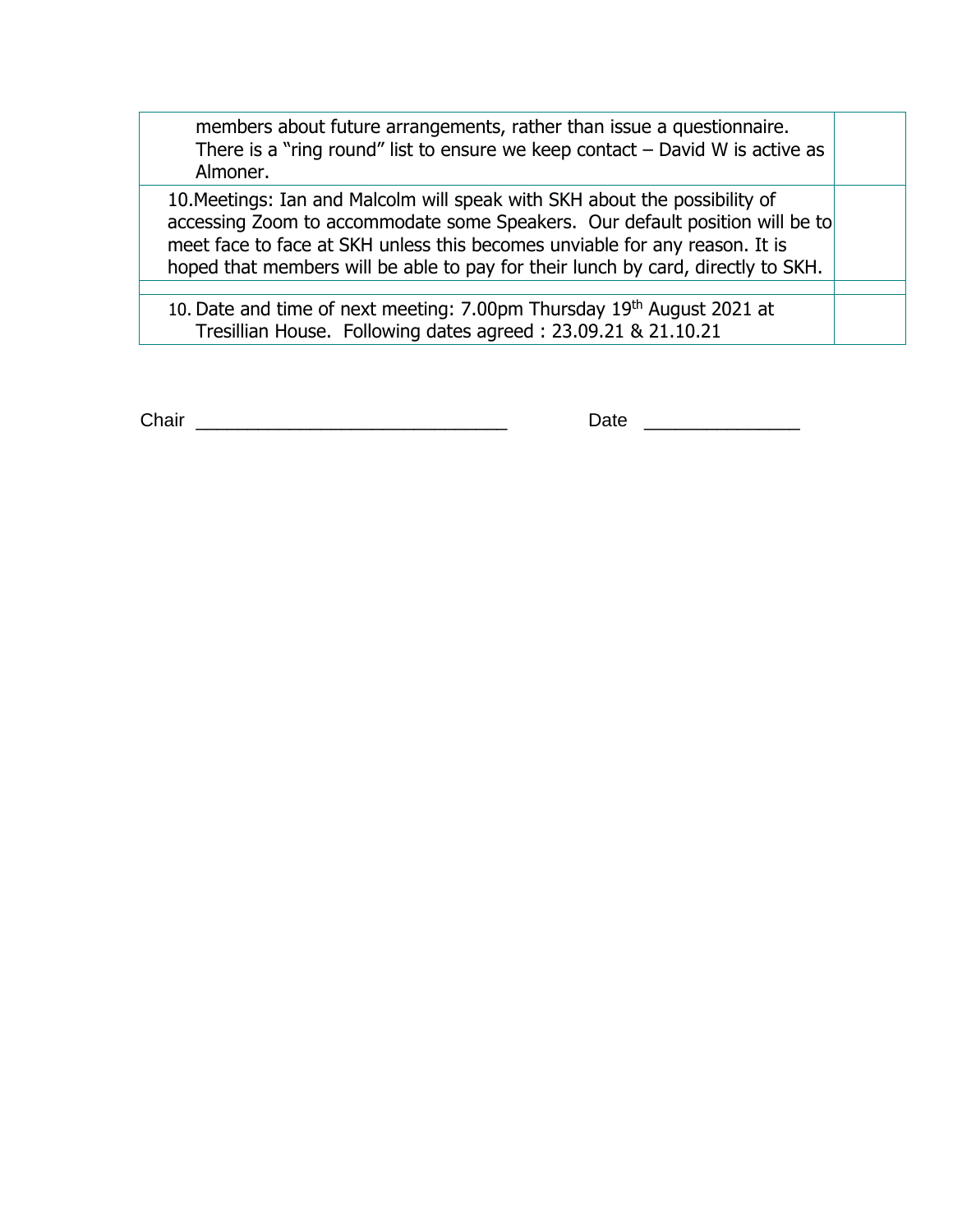| | |
|---|---|
| members about future arrangements, rather than issue a questionnaire. There is a "ring round" list to ensure we keep contact – David W is active as Almoner. | |
| 10.Meetings: Ian and Malcolm will speak with SKH about the possibility of accessing Zoom to accommodate some Speakers. Our default position will be to meet face to face at SKH unless this becomes unviable for any reason. It is hoped that members will be able to pay for their lunch by card, directly to SKH. | |
| | |
| 10. Date and time of next meeting: 7.00pm Thursday 19th August 2021 at Tresillian House. Following dates agreed : 23.09.21 & 21.10.21 | |

Chair ______________________________ Date _______________